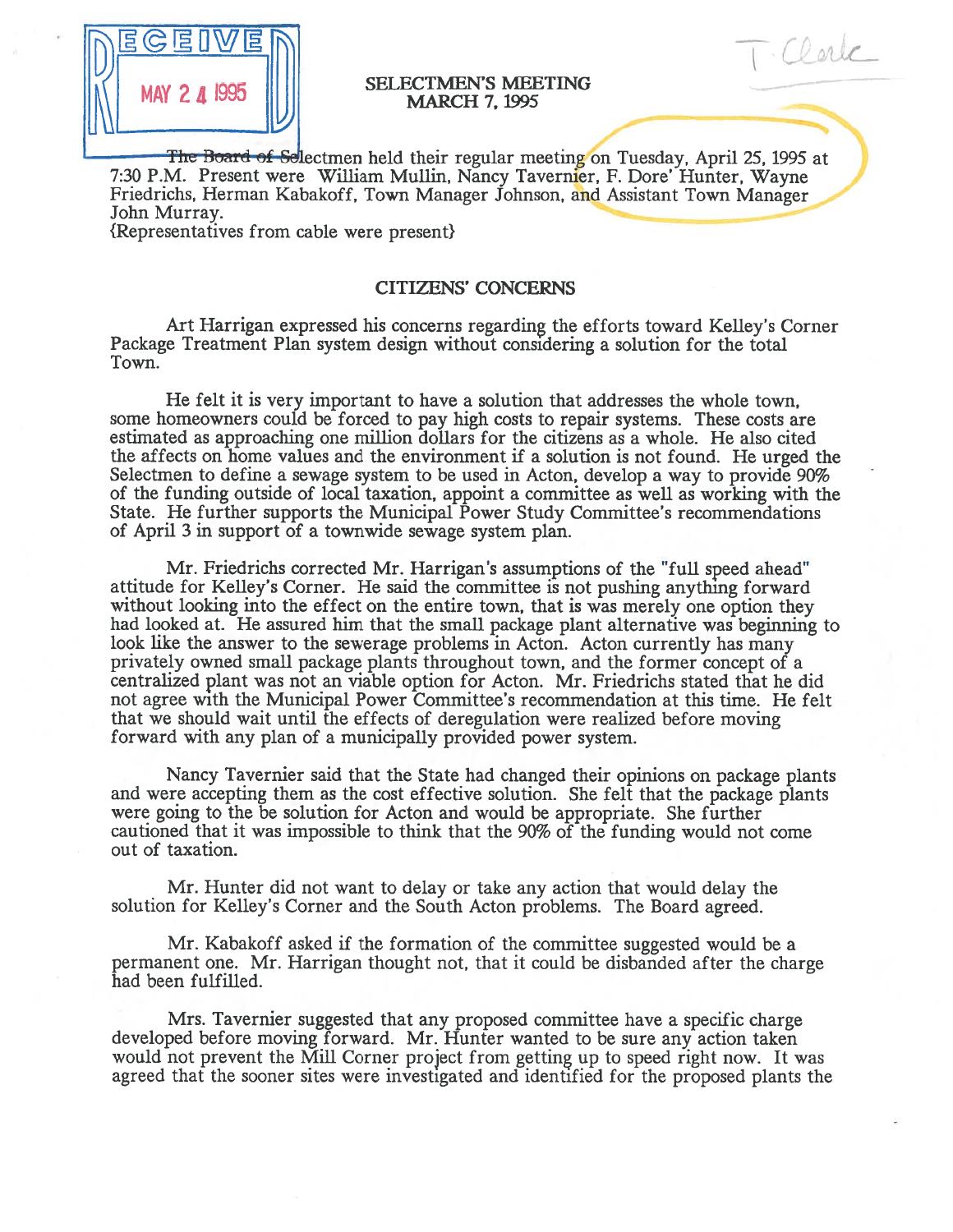RECEIVED MAY 24 1995

T. Clerk

# SELECTMEN'S MEETING
## MARCH 7, 1995

The Board of Selectmen held their regular meeting on Tuesday, April 25, 1995 at 7:30 P.M. Present were William Mullin, Nancy Tavernier, F. Dore' Hunter, Wayne Friedrichs, Herman Kabakoff, Town Manager Johnson, and Assistant Town Manager John Murray.
{Representatives from cable were present}

## CITIZENS' CONCERNS

Art Harrigan expressed his concerns regarding the efforts toward Kelley's Corner Package Treatment Plan system design without considering a solution for the total Town.

He felt it is very important to have a solution that addresses the whole town, some homeowners could be forced to pay high costs to repair systems. These costs are estimated as approaching one million dollars for the citizens as a whole. He also cited the affects on home values and the environment if a solution is not found. He urged the Selectmen to define a sewage system to be used in Acton, develop a way to provide 90% of the funding outside of local taxation, appoint a committee as well as working with the State. He further supports the Municipal Power Study Committee's recommendations of April 3 in support of a townwide sewage system plan.

Mr. Friedrichs corrected Mr. Harrigan's assumptions of the "full speed ahead" attitude for Kelley's Corner. He said the committee is not pushing anything forward without looking into the effect on the entire town, that is was merely one option they had looked at. He assured him that the small package plant alternative was beginning to look like the answer to the sewerage problems in Acton. Acton currently has many privately owned small package plants throughout town, and the former concept of a centralized plant was not an viable option for Acton. Mr. Friedrichs stated that he did not agree with the Municipal Power Committee's recommendation at this time. He felt that we should wait until the effects of deregulation were realized before moving forward with any plan of a municipally provided power system.

Nancy Tavernier said that the State had changed their opinions on package plants and were accepting them as the cost effective solution. She felt that the package plants were going to the be solution for Acton and would be appropriate. She further cautioned that it was impossible to think that the 90% of the funding would not come out of taxation.

Mr. Hunter did not want to delay or take any action that would delay the solution for Kelley's Corner and the South Acton problems. The Board agreed.

Mr. Kabakoff asked if the formation of the committee suggested would be a permanent one. Mr. Harrigan thought not, that it could be disbanded after the charge had been fulfilled.

Mrs. Tavernier suggested that any proposed committee have a specific charge developed before moving forward. Mr. Hunter wanted to be sure any action taken would not prevent the Mill Corner project from getting up to speed right now. It was agreed that the sooner sites were investigated and identified for the proposed plants the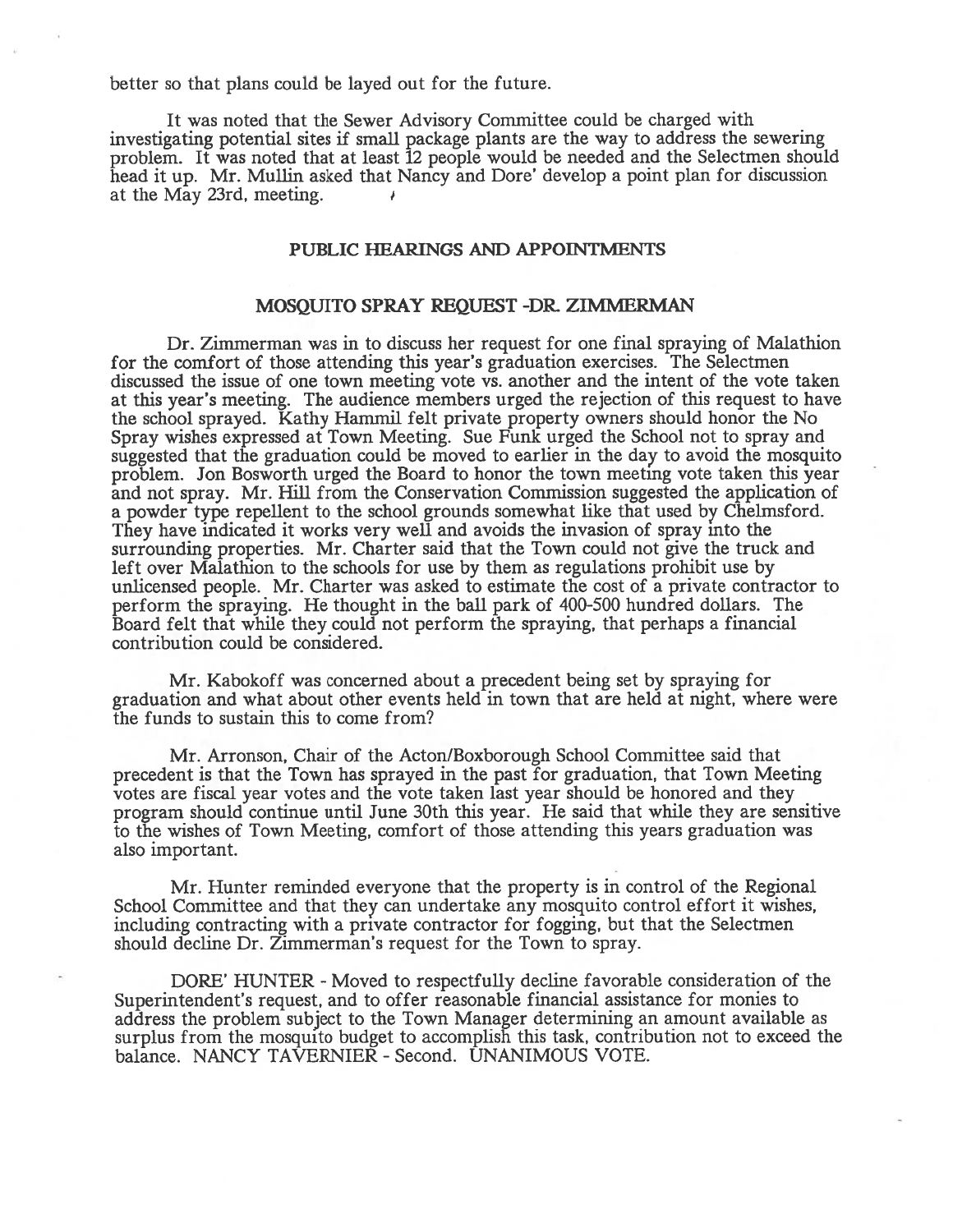better so that plans could be layed out for the future.

It was noted that the Sewer Advisory Committee could be charged with investigating potential sites if small package plants are the way to address the sewering problem. It was noted that at least 12 people would be needed and the Selectmen should head it up. Mr. Mullin asked that Nancy and Dore' develop a point plan for discussion at the May 23rd, meeting.

## PUBLIC HEARINGS AND APPOINTMENTS

### MOSQUITO SPRAY REQUEST -DR. ZIMMERMAN

Dr. Zimmerman was in to discuss her request for one final spraying of Malathion for the comfort of those attending this year's graduation exercises. The Selectmen discussed the issue of one town meeting vote vs. another and the intent of the vote taken at this year's meeting. The audience members urged the rejection of this request to have the school sprayed. Kathy Hammil felt private property owners should honor the No Spray wishes expressed at Town Meeting. Sue Funk urged the School not to spray and suggested that the graduation could be moved to earlier in the day to avoid the mosquito problem. Jon Bosworth urged the Board to honor the town meeting vote taken this year and not spray. Mr. Hill from the Conservation Commission suggested the application of a powder type repellent to the school grounds somewhat like that used by Chelmsford. They have indicated it works very well and avoids the invasion of spray into the surrounding properties. Mr. Charter said that the Town could not give the truck and left over Malathion to the schools for use by them as regulations prohibit use by unlicensed people. Mr. Charter was asked to estimate the cost of a private contractor to perform the spraying. He thought in the ball park of 400-500 hundred dollars. The Board felt that while they could not perform the spraying, that perhaps a financial contribution could be considered.

Mr. Kabokoff was concerned about a precedent being set by spraying for graduation and what about other events held in town that are held at night, where were the funds to sustain this to come from?

Mr. Arronson, Chair of the Acton/Boxborough School Committee said that precedent is that the Town has sprayed in the past for graduation, that Town Meeting votes are fiscal year votes and the vote taken last year should be honored and they program should continue until June 30th this year. He said that while they are sensitive to the wishes of Town Meeting, comfort of those attending this years graduation was also important.

Mr. Hunter reminded everyone that the property is in control of the Regional School Committee and that they can undertake any mosquito control effort it wishes, including contracting with a private contractor for fogging, but that the Selectmen should decline Dr. Zimmerman's request for the Town to spray.

DORE' HUNTER - Moved to respectfully decline favorable consideration of the Superintendent's request, and to offer reasonable financial assistance for monies to address the problem subject to the Town Manager determining an amount available as surplus from the mosquito budget to accomplish this task, contribution not to exceed the balance. NANCY TAVERNIER - Second. UNANIMOUS VOTE.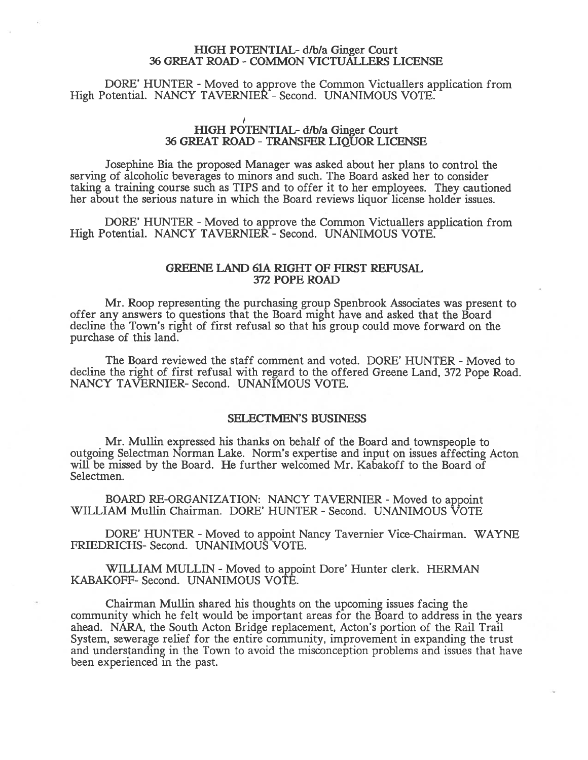## HIGH POTENTIAL- d/b/a Ginger Court
## 36 GREAT ROAD - COMMON VICTUALLERS LICENSE

DORE' HUNTER - Moved to approve the Common Victuallers application from High Potential. NANCY TAVERNIER - Second. UNANIMOUS VOTE.

## HIGH POTENTIAL- d/b/a Ginger Court
## 36 GREAT ROAD - TRANSFER LIQUOR LICENSE

Josephine Bia the proposed Manager was asked about her plans to control the serving of alcoholic beverages to minors and such. The Board asked her to consider taking a training course such as TIPS and to offer it to her employees. They cautioned her about the serious nature in which the Board reviews liquor license holder issues.

DORE' HUNTER - Moved to approve the Common Victuallers application from High Potential. NANCY TAVERNIER - Second. UNANIMOUS VOTE.

## GREENE LAND 61A RIGHT OF FIRST REFUSAL
## 372 POPE ROAD

Mr. Roop representing the purchasing group Spenbrook Associates was present to offer any answers to questions that the Board might have and asked that the Board decline the Town's right of first refusal so that his group could move forward on the purchase of this land.

The Board reviewed the staff comment and voted. DORE' HUNTER - Moved to decline the right of first refusal with regard to the offered Greene Land, 372 Pope Road. NANCY TAVERNIER- Second. UNANIMOUS VOTE.

## SELECTMEN'S BUSINESS

Mr. Mullin expressed his thanks on behalf of the Board and townspeople to outgoing Selectman Norman Lake. Norm's expertise and input on issues affecting Acton will be missed by the Board. He further welcomed Mr. Kabakoff to the Board of Selectmen.

BOARD RE-ORGANIZATION: NANCY TAVERNIER - Moved to appoint WILLIAM Mullin Chairman. DORE' HUNTER - Second. UNANIMOUS VOTE

DORE' HUNTER - Moved to appoint Nancy Tavernier Vice-Chairman. WAYNE FRIEDRICHS- Second. UNANIMOUS VOTE.

WILLIAM MULLIN - Moved to appoint Dore' Hunter clerk. HERMAN KABAKOFF- Second. UNANIMOUS VOTE.

Chairman Mullin shared his thoughts on the upcoming issues facing the community which he felt would be important areas for the Board to address in the years ahead. NARA, the South Acton Bridge replacement, Acton's portion of the Rail Trail System, sewerage relief for the entire community, improvement in expanding the trust and understanding in the Town to avoid the misconception problems and issues that have been experienced in the past.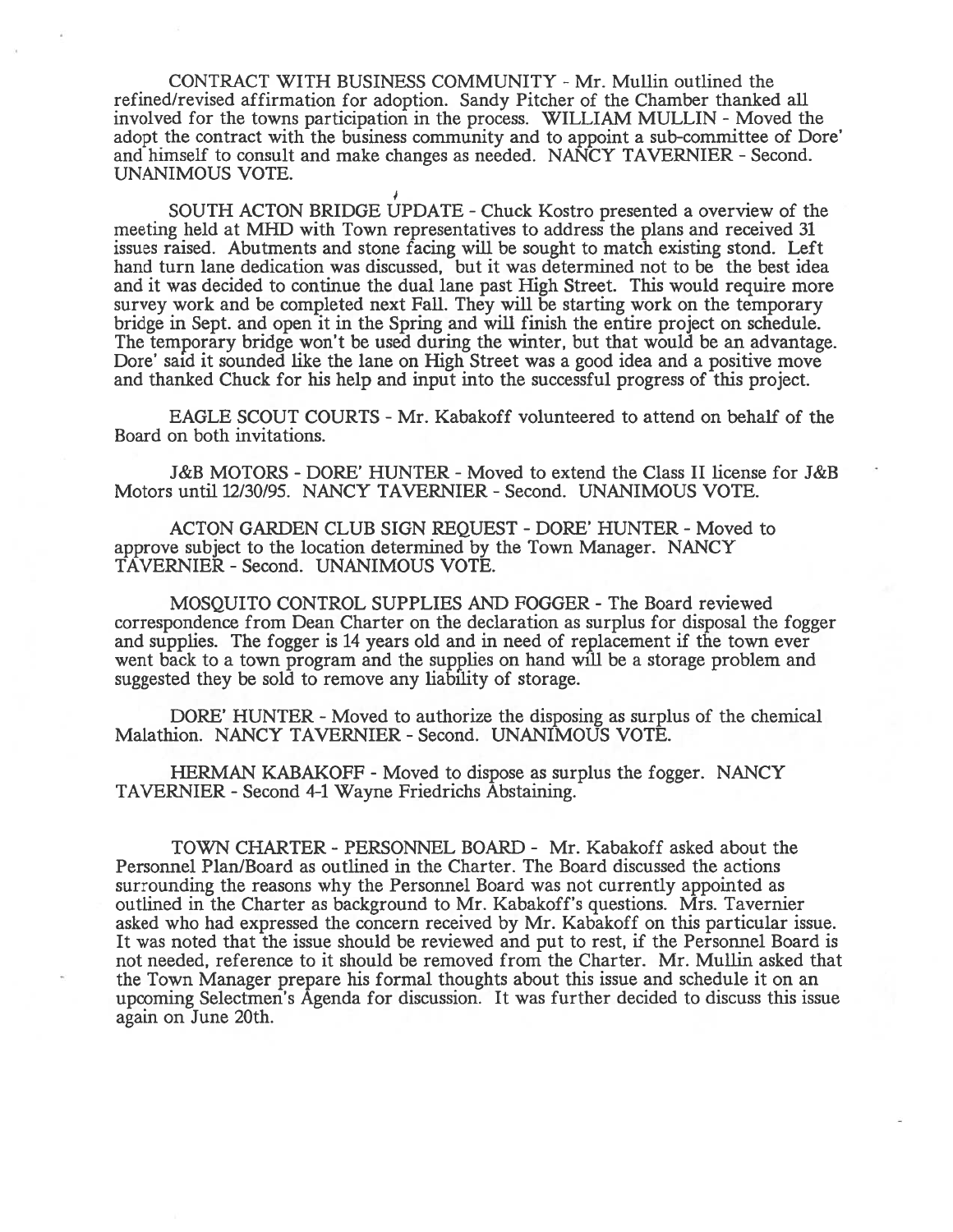CONTRACT WITH BUSINESS COMMUNITY - Mr. Mullin outlined the refined/revised affirmation for adoption. Sandy Pitcher of the Chamber thanked all involved for the towns participation in the process. WILLIAM MULLIN - Moved the adopt the contract with the business community and to appoint a sub-committee of Dore' and himself to consult and make changes as needed. NANCY TAVERNIER - Second. UNANIMOUS VOTE.

SOUTH ACTON BRIDGE UPDATE - Chuck Kostro presented a overview of the meeting held at MHD with Town representatives to address the plans and received 31 issues raised. Abutments and stone facing will be sought to match existing stond. Left hand turn lane dedication was discussed, but it was determined not to be the best idea and it was decided to continue the dual lane past High Street. This would require more survey work and be completed next Fall. They will be starting work on the temporary bridge in Sept. and open it in the Spring and will finish the entire project on schedule. The temporary bridge won't be used during the winter, but that would be an advantage. Dore' said it sounded like the lane on High Street was a good idea and a positive move and thanked Chuck for his help and input into the successful progress of this project.

EAGLE SCOUT COURTS - Mr. Kabakoff volunteered to attend on behalf of the Board on both invitations.

J&B MOTORS - DORE' HUNTER - Moved to extend the Class II license for J&B Motors until 12/30/95. NANCY TAVERNIER - Second. UNANIMOUS VOTE.

ACTON GARDEN CLUB SIGN REQUEST - DORE' HUNTER - Moved to approve subject to the location determined by the Town Manager. NANCY TAVERNIER - Second. UNANIMOUS VOTE.

MOSQUITO CONTROL SUPPLIES AND FOGGER - The Board reviewed correspondence from Dean Charter on the declaration as surplus for disposal the fogger and supplies. The fogger is 14 years old and in need of replacement if the town ever went back to a town program and the supplies on hand will be a storage problem and suggested they be sold to remove any liability of storage.

DORE' HUNTER - Moved to authorize the disposing as surplus of the chemical Malathion. NANCY TAVERNIER - Second. UNANIMOUS VOTE.

HERMAN KABAKOFF - Moved to dispose as surplus the fogger. NANCY TAVERNIER - Second 4-1 Wayne Friedrichs Abstaining.

TOWN CHARTER - PERSONNEL BOARD - Mr. Kabakoff asked about the Personnel Plan/Board as outlined in the Charter. The Board discussed the actions surrounding the reasons why the Personnel Board was not currently appointed as outlined in the Charter as background to Mr. Kabakoff's questions. Mrs. Tavernier asked who had expressed the concern received by Mr. Kabakoff on this particular issue. It was noted that the issue should be reviewed and put to rest, if the Personnel Board is not needed, reference to it should be removed from the Charter. Mr. Mullin asked that the Town Manager prepare his formal thoughts about this issue and schedule it on an upcoming Selectmen's Agenda for discussion. It was further decided to discuss this issue again on June 20th.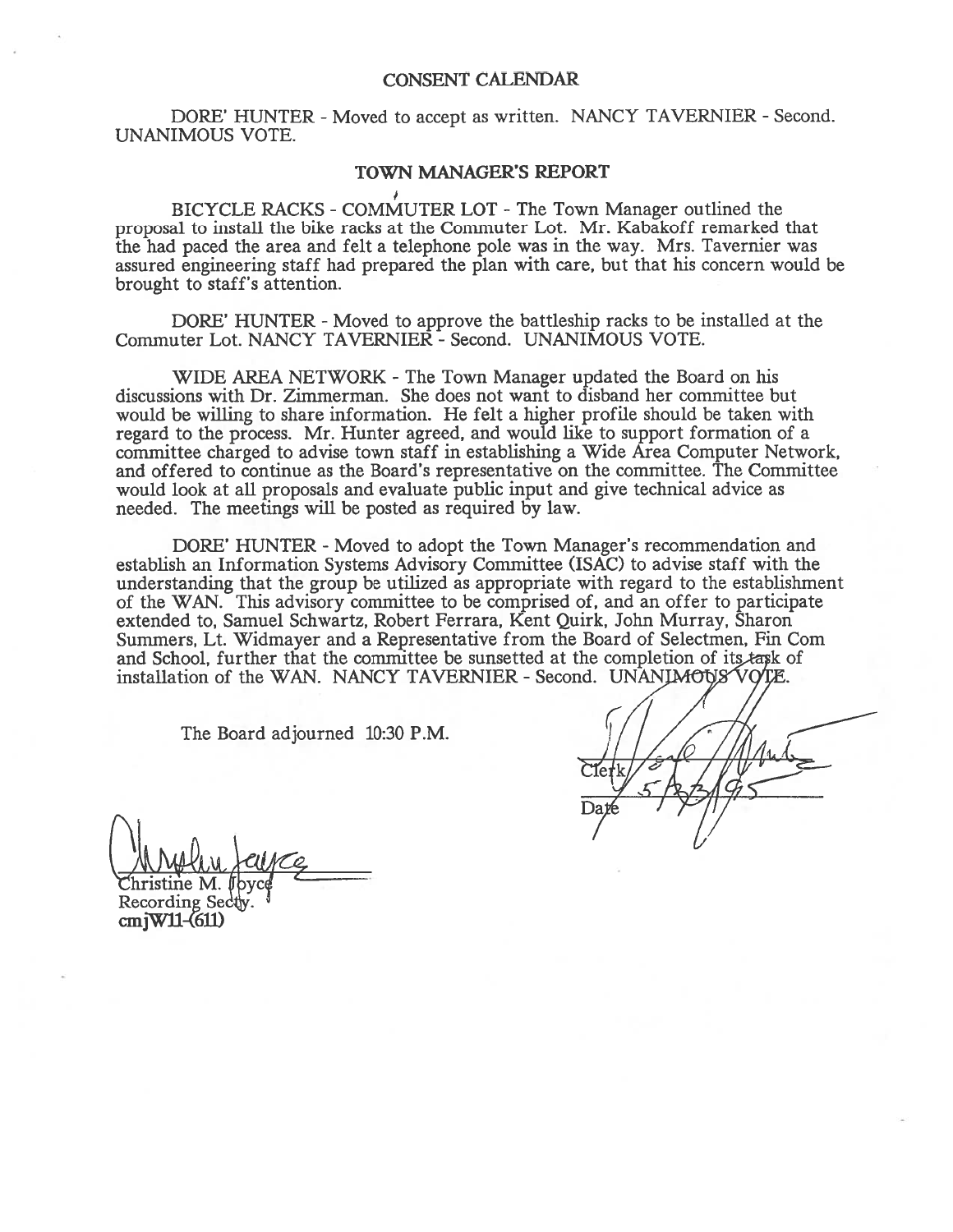## CONSENT CALENDAR

DORE' HUNTER - Moved to accept as written. NANCY TAVERNIER - Second. UNANIMOUS VOTE.

## TOWN MANAGER'S REPORT

BICYCLE RACKS - COMMUTER LOT - The Town Manager outlined the proposal to install the bike racks at the Commuter Lot. Mr. Kabakoff remarked that the had paced the area and felt a telephone pole was in the way. Mrs. Tavernier was assured engineering staff had prepared the plan with care, but that his concern would be brought to staff's attention.

DORE' HUNTER - Moved to approve the battleship racks to be installed at the Commuter Lot. NANCY TAVERNIER - Second. UNANIMOUS VOTE.

WIDE AREA NETWORK - The Town Manager updated the Board on his discussions with Dr. Zimmerman. She does not want to disband her committee but would be willing to share information. He felt a higher profile should be taken with regard to the process. Mr. Hunter agreed, and would like to support formation of a committee charged to advise town staff in establishing a Wide Area Computer Network, and offered to continue as the Board's representative on the committee. The Committee would look at all proposals and evaluate public input and give technical advice as needed. The meetings will be posted as required by law.

DORE' HUNTER - Moved to adopt the Town Manager's recommendation and establish an Information Systems Advisory Committee (ISAC) to advise staff with the understanding that the group be utilized as appropriate with regard to the establishment of the WAN. This advisory committee to be comprised of, and an offer to participate extended to, Samuel Schwartz, Robert Ferrara, Kent Quirk, John Murray, Sharon Summers, Lt. Widmayer and a Representative from the Board of Selectmen, Fin Com and School, further that the committee be sunsetted at the completion of its task of installation of the WAN. NANCY TAVERNIER - Second. UNANIMOUS VOTE.

The Board adjourned 10:30 P.M.

Clerk

Date 5/23/95

Christine M. Joyce
Recording Secty.
cmjW11-(611)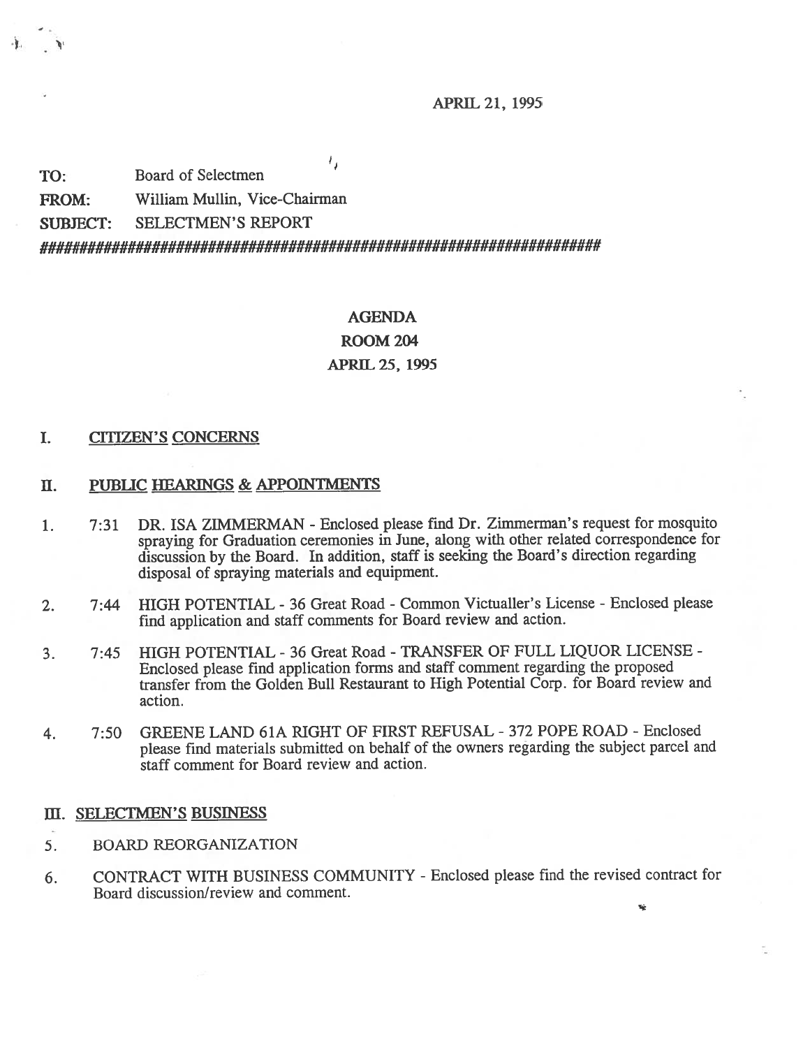APRIL 21, 1995

**TO:** Board of Selectmen

**FROM:** William Mullin, Vice-Chairman

**SUBJECT:** SELECTMEN'S REPORT

##########################################################################

**AGENDA**

**ROOM 204**

**APRIL 25, 1995**

## I. CITIZEN'S CONCERNS

## II. PUBLIC HEARINGS & APPOINTMENTS

1. 7:31 DR. ISA ZIMMERMAN - Enclosed please find Dr. Zimmerman's request for mosquito spraying for Graduation ceremonies in June, along with other related correspondence for discussion by the Board. In addition, staff is seeking the Board's direction regarding disposal of spraying materials and equipment.

2. 7:44 HIGH POTENTIAL - 36 Great Road - Common Victualler's License - Enclosed please find application and staff comments for Board review and action.

3. 7:45 HIGH POTENTIAL - 36 Great Road - TRANSFER OF FULL LIQUOR LICENSE - Enclosed please find application forms and staff comment regarding the proposed transfer from the Golden Bull Restaurant to High Potential Corp. for Board review and action.

4. 7:50 GREENE LAND 61A RIGHT OF FIRST REFUSAL - 372 POPE ROAD - Enclosed please find materials submitted on behalf of the owners regarding the subject parcel and staff comment for Board review and action.

## III. SELECTMEN'S BUSINESS

5. BOARD REORGANIZATION

6. CONTRACT WITH BUSINESS COMMUNITY - Enclosed please find the revised contract for Board discussion/review and comment.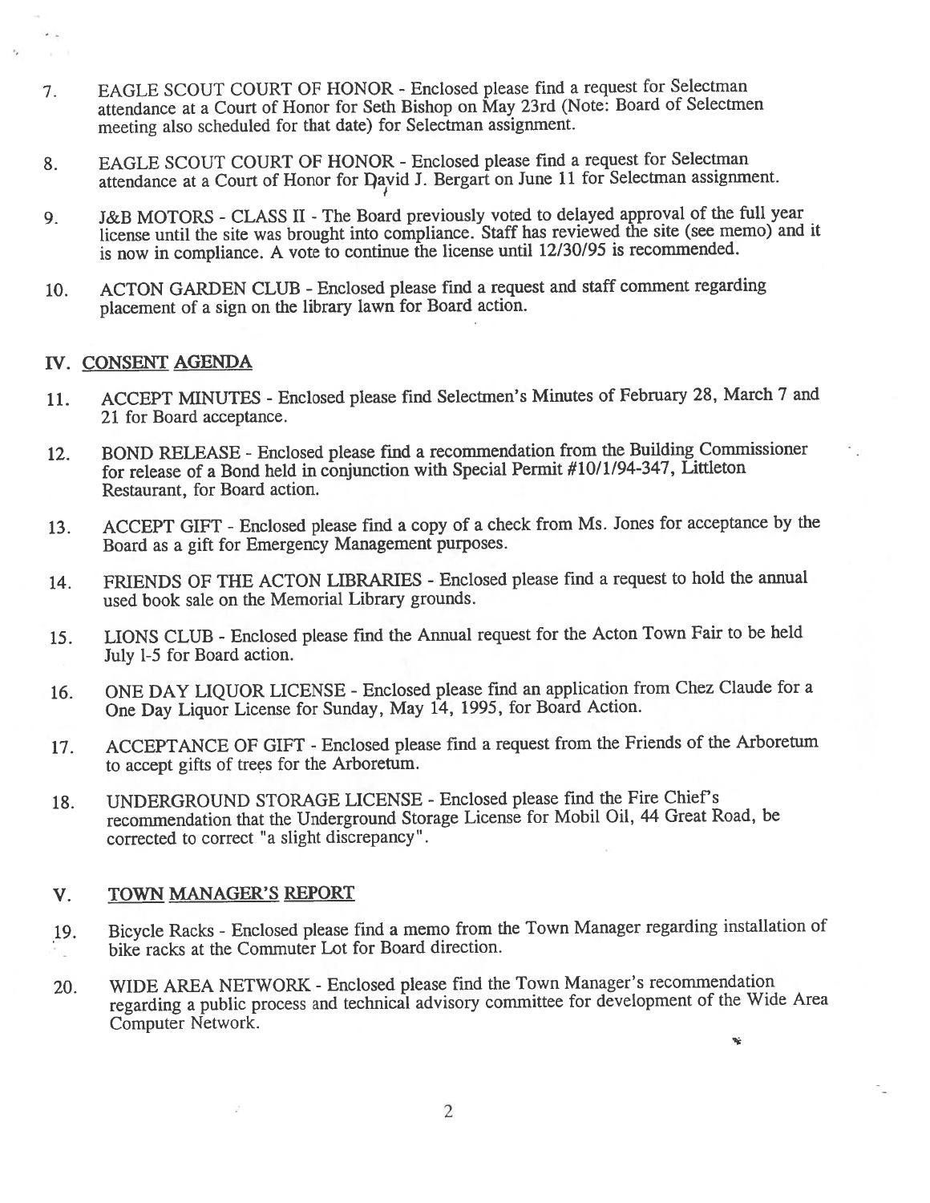7. EAGLE SCOUT COURT OF HONOR - Enclosed please find a request for Selectman attendance at a Court of Honor for Seth Bishop on May 23rd (Note: Board of Selectmen meeting also scheduled for that date) for Selectman assignment.

8. EAGLE SCOUT COURT OF HONOR - Enclosed please find a request for Selectman attendance at a Court of Honor for David J. Bergart on June 11 for Selectman assignment.

9. J&B MOTORS - CLASS II - The Board previously voted to delayed approval of the full year license until the site was brought into compliance. Staff has reviewed the site (see memo) and it is now in compliance. A vote to continue the license until 12/30/95 is recommended.

10. ACTON GARDEN CLUB - Enclosed please find a request and staff comment regarding placement of a sign on the library lawn for Board action.

## IV. CONSENT AGENDA

11. ACCEPT MINUTES - Enclosed please find Selectmen's Minutes of February 28, March 7 and 21 for Board acceptance.

12. BOND RELEASE - Enclosed please find a recommendation from the Building Commissioner for release of a Bond held in conjunction with Special Permit #10/1/94-347, Littleton Restaurant, for Board action.

13. ACCEPT GIFT - Enclosed please find a copy of a check from Ms. Jones for acceptance by the Board as a gift for Emergency Management purposes.

14. FRIENDS OF THE ACTON LIBRARIES - Enclosed please find a request to hold the annual used book sale on the Memorial Library grounds.

15. LIONS CLUB - Enclosed please find the Annual request for the Acton Town Fair to be held July 1-5 for Board action.

16. ONE DAY LIQUOR LICENSE - Enclosed please find an application from Chez Claude for a One Day Liquor License for Sunday, May 14, 1995, for Board Action.

17. ACCEPTANCE OF GIFT - Enclosed please find a request from the Friends of the Arboretum to accept gifts of trees for the Arboretum.

18. UNDERGROUND STORAGE LICENSE - Enclosed please find the Fire Chief's recommendation that the Underground Storage License for Mobil Oil, 44 Great Road, be corrected to correct "a slight discrepancy".

## V. TOWN MANAGER'S REPORT

19. Bicycle Racks - Enclosed please find a memo from the Town Manager regarding installation of bike racks at the Commuter Lot for Board direction.

20. WIDE AREA NETWORK - Enclosed please find the Town Manager's recommendation regarding a public process and technical advisory committee for development of the Wide Area Computer Network.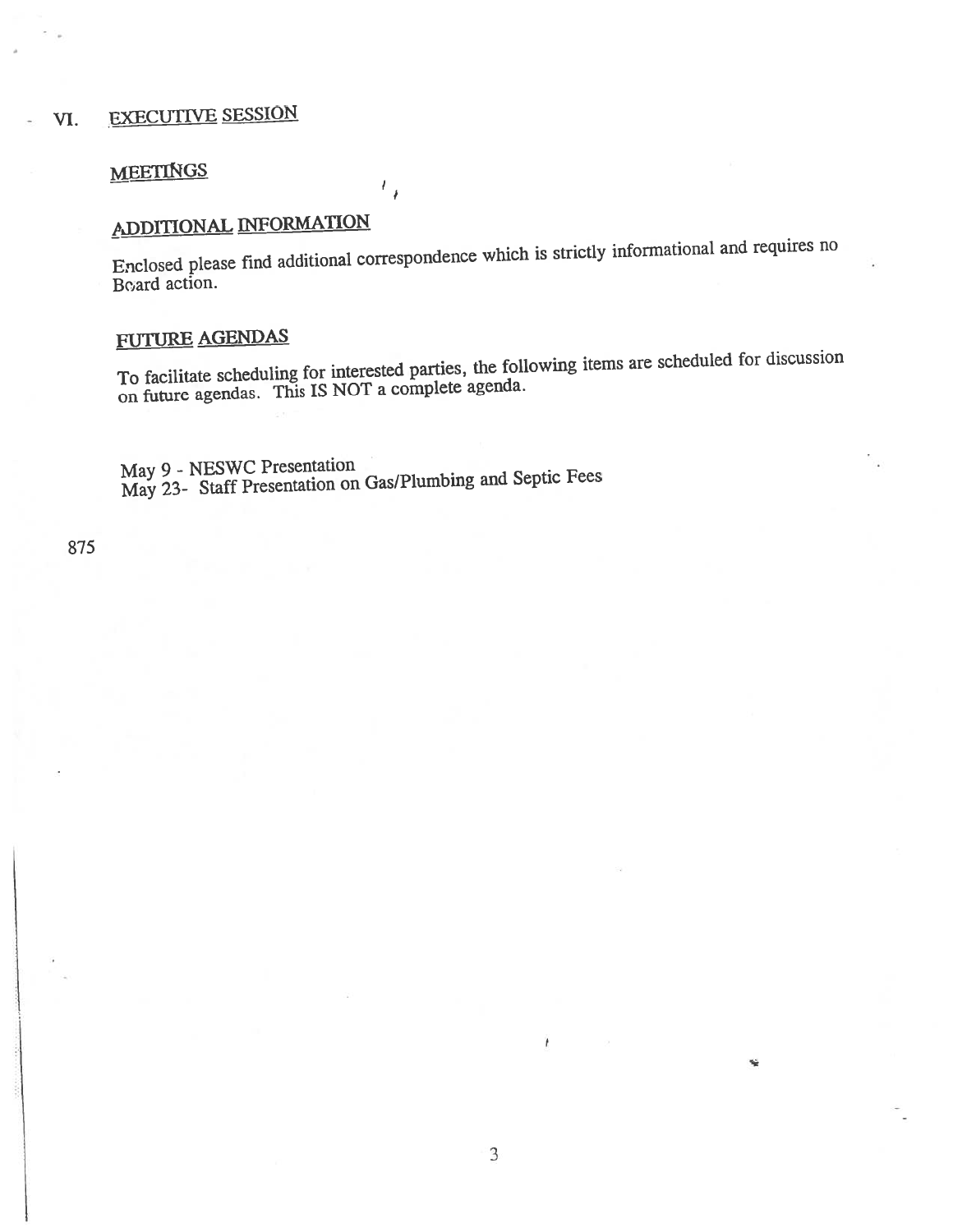## VI. EXECUTIVE SESSION

### MEETINGS

### ADDITIONAL INFORMATION

Enclosed please find additional correspondence which is strictly informational and requires no Board action.

### FUTURE AGENDAS

To facilitate scheduling for interested parties, the following items are scheduled for discussion on future agendas. This IS NOT a complete agenda.

May 9 - NESWC Presentation
May 23- Staff Presentation on Gas/Plumbing and Septic Fees

875